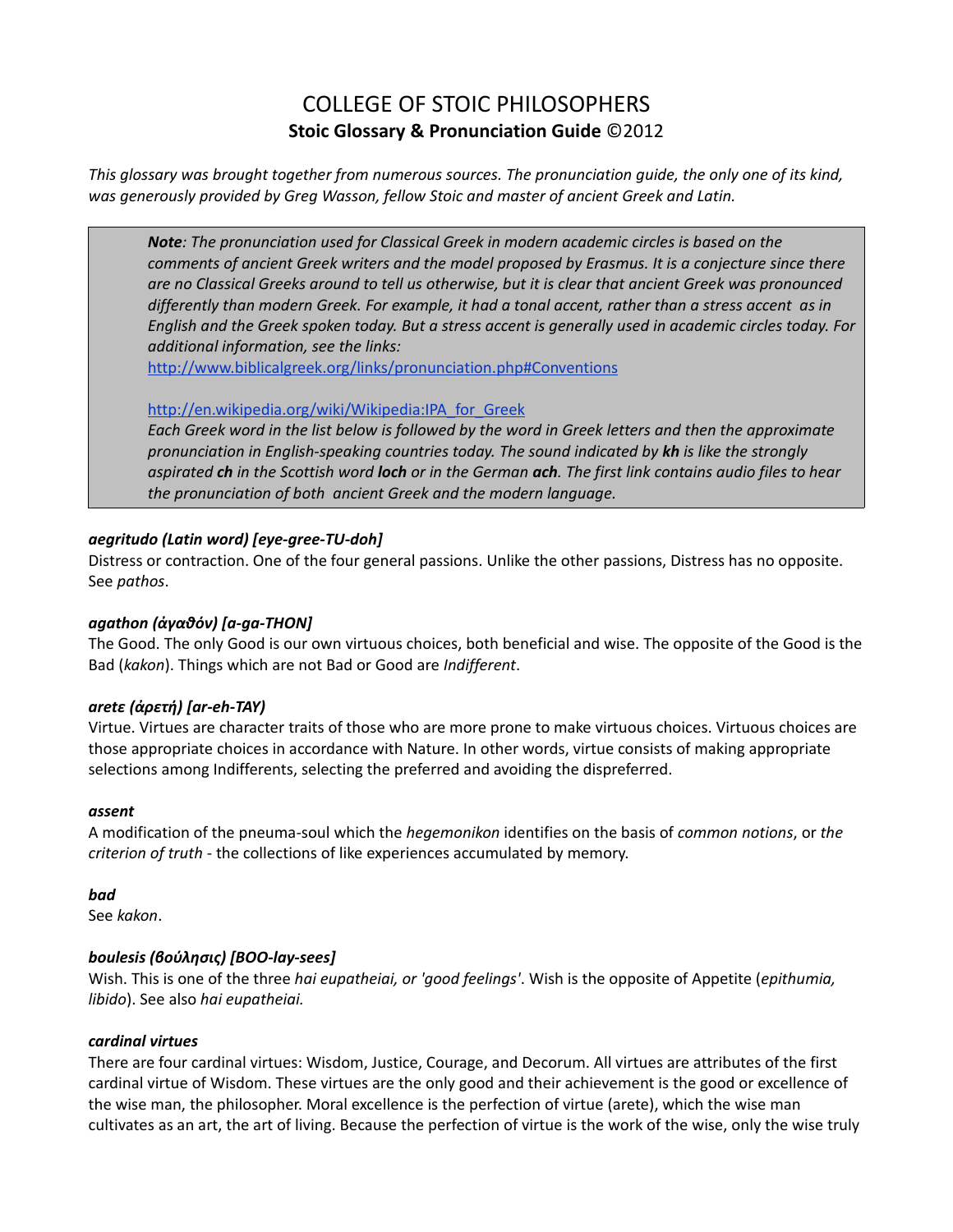# COLLEGE OF STOIC PHILOSOPHERS

## Stoic Glossary & Pronunciation Guide ©2012

*This glossary was brought together from numerous sources. The pronunciation guide, the only one of its kind, was generously provided by Greg Wasson, fellow Stoic and master of ancient Greek and Latin.*

> ***Note**: The pronunciation used for Classical Greek in modern academic circles is based on the comments of ancient Greek writers and the model proposed by Erasmus. It is a conjecture since there are no Classical Greeks around to tell us otherwise, but it is clear that ancient Greek was pronounced differently than modern Greek. For example, it had a tonal accent, rather than a stress accent as in English and the Greek spoken today. But a stress accent is generally used in academic circles today. For additional information, see the links:*
> http://www.biblicalgreek.org/links/pronunciation.php#Conventions
>
> http://en.wikipedia.org/wiki/Wikipedia:IPA_for_Greek
> *Each Greek word in the list below is followed by the word in Greek letters and then the approximate pronunciation in English-speaking countries today. The sound indicated by **kh** is like the strongly aspirated **ch** in the Scottish word **loch** or in the German **ach**. The first link contains audio files to hear the pronunciation of both ancient Greek and the modern language.*

***aegritudo (Latin word) [eye-gree-TU-doh]***

Distress or contraction. One of the four general passions. Unlike the other passions, Distress has no opposite. See *pathos*.

***agathon (ἀγαθόν) [a-ga-THON]***

The Good. The only Good is our own virtuous choices, both beneficial and wise. The opposite of the Good is the Bad (*kakon*). Things which are not Bad or Good are *Indifferent*.

***aretε (ἀρετή) [ar-eh-TAY)***

Virtue. Virtues are character traits of those who are more prone to make virtuous choices. Virtuous choices are those appropriate choices in accordance with Nature. In other words, virtue consists of making appropriate selections among Indifferents, selecting the preferred and avoiding the dispreferred.

***assent***

A modification of the pneuma-soul which the *hegemonikon* identifies on the basis of *common notions*, or *the criterion of truth* - the collections of like experiences accumulated by memory.

***bad***

See *kakon*.

***boulesis (βούλησις) [BOO-lay-sees]***

Wish. This is one of the three *hai eupatheiai, or 'good feelings'*. Wish is the opposite of Appetite (*epithumia, libido*). See also *hai eupatheiai.*

***cardinal virtues***

There are four cardinal virtues: Wisdom, Justice, Courage, and Decorum. All virtues are attributes of the first cardinal virtue of Wisdom. These virtues are the only good and their achievement is the good or excellence of the wise man, the philosopher. Moral excellence is the perfection of virtue (arete), which the wise man cultivates as an art, the art of living. Because the perfection of virtue is the work of the wise, only the wise truly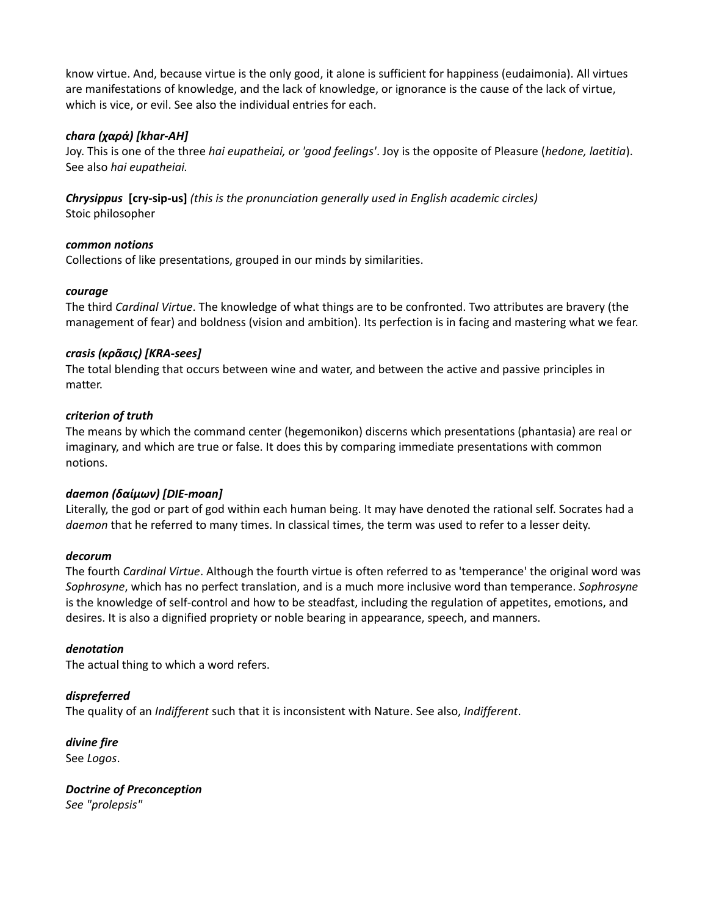know virtue. And, because virtue is the only good, it alone is sufficient for happiness (eudaimonia). All virtues are manifestations of knowledge, and the lack of knowledge, or ignorance is the cause of the lack of virtue, which is vice, or evil. See also the individual entries for each.

***chara (χαρά) [khar-AH]***
Joy. This is one of the three *hai eupatheiai, or 'good feelings'*. Joy is the opposite of Pleasure (*hedone, laetitia*). See also *hai eupatheiai.*

***Chrysippus* [cry-sip-us]** *(this is the pronunciation generally used in English academic circles)*
Stoic philosopher

***common notions***
Collections of like presentations, grouped in our minds by similarities.

***courage***
The third *Cardinal Virtue*. The knowledge of what things are to be confronted. Two attributes are bravery (the management of fear) and boldness (vision and ambition). Its perfection is in facing and mastering what we fear.

***crasis (κρᾶσις) [KRA-sees]***
The total blending that occurs between wine and water, and between the active and passive principles in matter.

***criterion of truth***
The means by which the command center (hegemonikon) discerns which presentations (phantasia) are real or imaginary, and which are true or false. It does this by comparing immediate presentations with common notions.

***daemon (δαίμων) [DIE-moan]***
Literally, the god or part of god within each human being. It may have denoted the rational self. Socrates had a *daemon* that he referred to many times. In classical times, the term was used to refer to a lesser deity.

***decorum***
The fourth *Cardinal Virtue*. Although the fourth virtue is often referred to as 'temperance' the original word was *Sophrosyne*, which has no perfect translation, and is a much more inclusive word than temperance. *Sophrosyne* is the knowledge of self-control and how to be steadfast, including the regulation of appetites, emotions, and desires. It is also a dignified propriety or noble bearing in appearance, speech, and manners.

***denotation***
The actual thing to which a word refers.

***dispreferred***
The quality of an *Indifferent* such that it is inconsistent with Nature. See also, *Indifferent*.

***divine fire***
See *Logos*.

***Doctrine of Preconception***
*See "prolepsis"*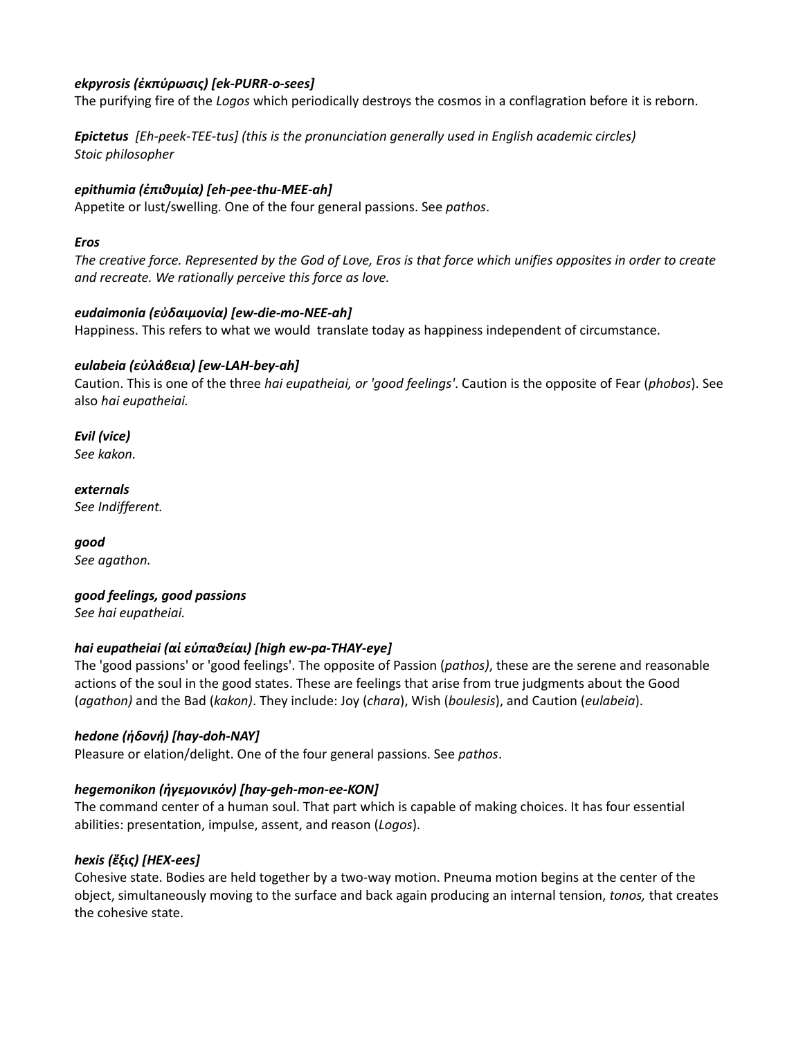***ekpyrosis (ἐκπύρωσις) [ek-PURR-o-sees]***
The purifying fire of the *Logos* which periodically destroys the cosmos in a conflagration before it is reborn.

***Epictetus*** *[Eh-peek-TEE-tus] (this is the pronunciation generally used in English academic circles)*
*Stoic philosopher*

***epithumia (ἐπιθυμία) [eh-pee-thu-MEE-ah]***
Appetite or lust/swelling. One of the four general passions. See *pathos*.

***Eros***
*The creative force. Represented by the God of Love, Eros is that force which unifies opposites in order to create and recreate. We rationally perceive this force as love.*

***eudaimonia (εὐδαιμονία) [ew-die-mo-NEE-ah]***
Happiness. This refers to what we would translate today as happiness independent of circumstance.

***eulabeia (εὐλάβεια) [ew-LAH-bey-ah]***
Caution. This is one of the three *hai eupatheiai, or 'good feelings'*. Caution is the opposite of Fear (*phobos*). See also *hai eupatheiai.*

***Evil (vice)***
*See kakon.*

***externals***
*See Indifferent.*

***good***
*See agathon.*

***good feelings, good passions***
*See hai eupatheiai.*

***hai eupatheiai (αἱ εὐπαθείαι) [high ew-pa-THAY-eye]***
The 'good passions' or 'good feelings'. The opposite of Passion (*pathos)*, these are the serene and reasonable actions of the soul in the good states. These are feelings that arise from true judgments about the Good (*agathon)* and the Bad (*kakon)*. They include: Joy (*chara*), Wish (*boulesis*), and Caution (*eulabeia*).

***hedone (ἡδονή) [hay-doh-NAY]***
Pleasure or elation/delight. One of the four general passions. See *pathos*.

***hegemonikon (ἡγεμονικόν) [hay-geh-mon-ee-KON]***
The command center of a human soul. That part which is capable of making choices. It has four essential abilities: presentation, impulse, assent, and reason (*Logos*).

***hexis (ἕξις) [HEX-ees]***
Cohesive state. Bodies are held together by a two-way motion. Pneuma motion begins at the center of the object, simultaneously moving to the surface and back again producing an internal tension, *tonos,* that creates the cohesive state.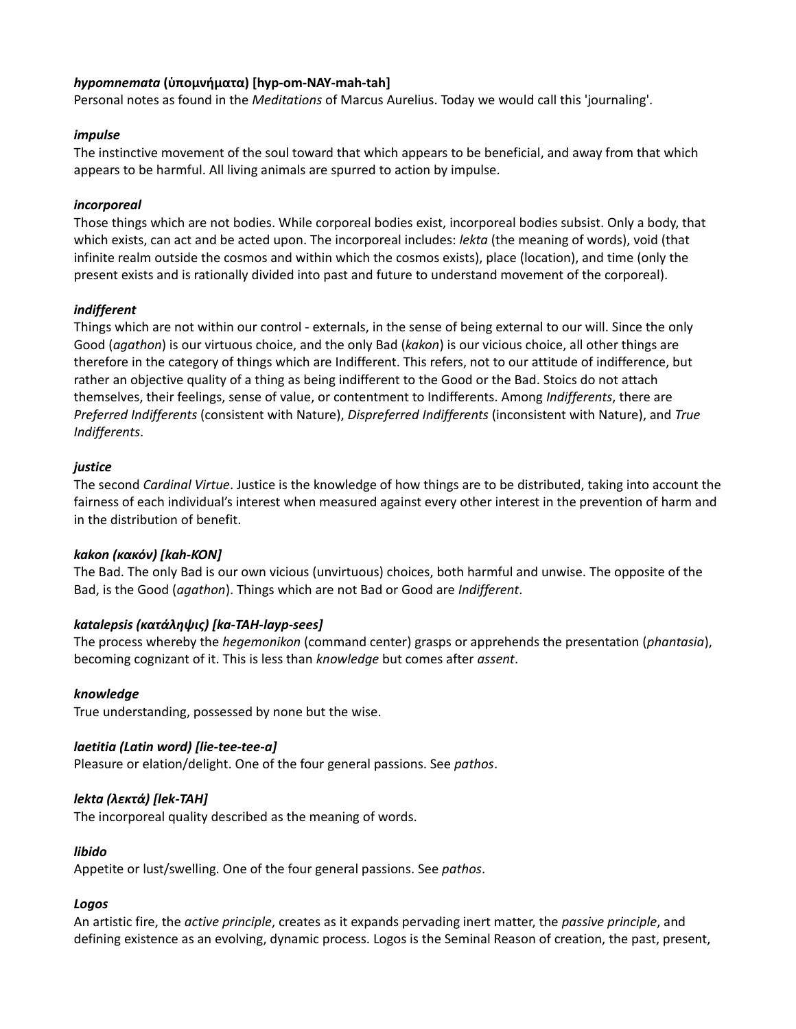***hypomnemata* (ὑπομνήματα) [hyp-om-NAY-mah-tah]**
Personal notes as found in the *Meditations* of Marcus Aurelius. Today we would call this 'journaling'.

***impulse***
The instinctive movement of the soul toward that which appears to be beneficial, and away from that which appears to be harmful. All living animals are spurred to action by impulse.

***incorporeal***
Those things which are not bodies. While corporeal bodies exist, incorporeal bodies subsist. Only a body, that which exists, can act and be acted upon. The incorporeal includes: *lekta* (the meaning of words), void (that infinite realm outside the cosmos and within which the cosmos exists), place (location), and time (only the present exists and is rationally divided into past and future to understand movement of the corporeal).

***indifferent***
Things which are not within our control - externals, in the sense of being external to our will. Since the only Good (*agathon*) is our virtuous choice, and the only Bad (*kakon*) is our vicious choice, all other things are therefore in the category of things which are Indifferent. This refers, not to our attitude of indifference, but rather an objective quality of a thing as being indifferent to the Good or the Bad. Stoics do not attach themselves, their feelings, sense of value, or contentment to Indifferents. Among *Indifferents*, there are *Preferred Indifferents* (consistent with Nature), *Dispreferred Indifferents* (inconsistent with Nature), and *True Indifferents*.

***justice***
The second *Cardinal Virtue*. Justice is the knowledge of how things are to be distributed, taking into account the fairness of each individual's interest when measured against every other interest in the prevention of harm and in the distribution of benefit.

***kakon (κακόν) [kah-KON]***
The Bad. The only Bad is our own vicious (unvirtuous) choices, both harmful and unwise. The opposite of the Bad, is the Good (*agathon*). Things which are not Bad or Good are *Indifferent*.

***katalepsis (κατάληψις) [ka-TAH-layp-sees]***
The process whereby the *hegemonikon* (command center) grasps or apprehends the presentation (*phantasia*), becoming cognizant of it. This is less than *knowledge* but comes after *assent*.

***knowledge***
True understanding, possessed by none but the wise.

***laetitia (Latin word) [lie-tee-tee-a]***
Pleasure or elation/delight. One of the four general passions. See *pathos*.

***lekta (λεκτά) [lek-TAH]***
The incorporeal quality described as the meaning of words.

***libido***
Appetite or lust/swelling. One of the four general passions. See *pathos*.

***Logos***
An artistic fire, the *active principle*, creates as it expands pervading inert matter, the *passive principle*, and defining existence as an evolving, dynamic process. Logos is the Seminal Reason of creation, the past, present,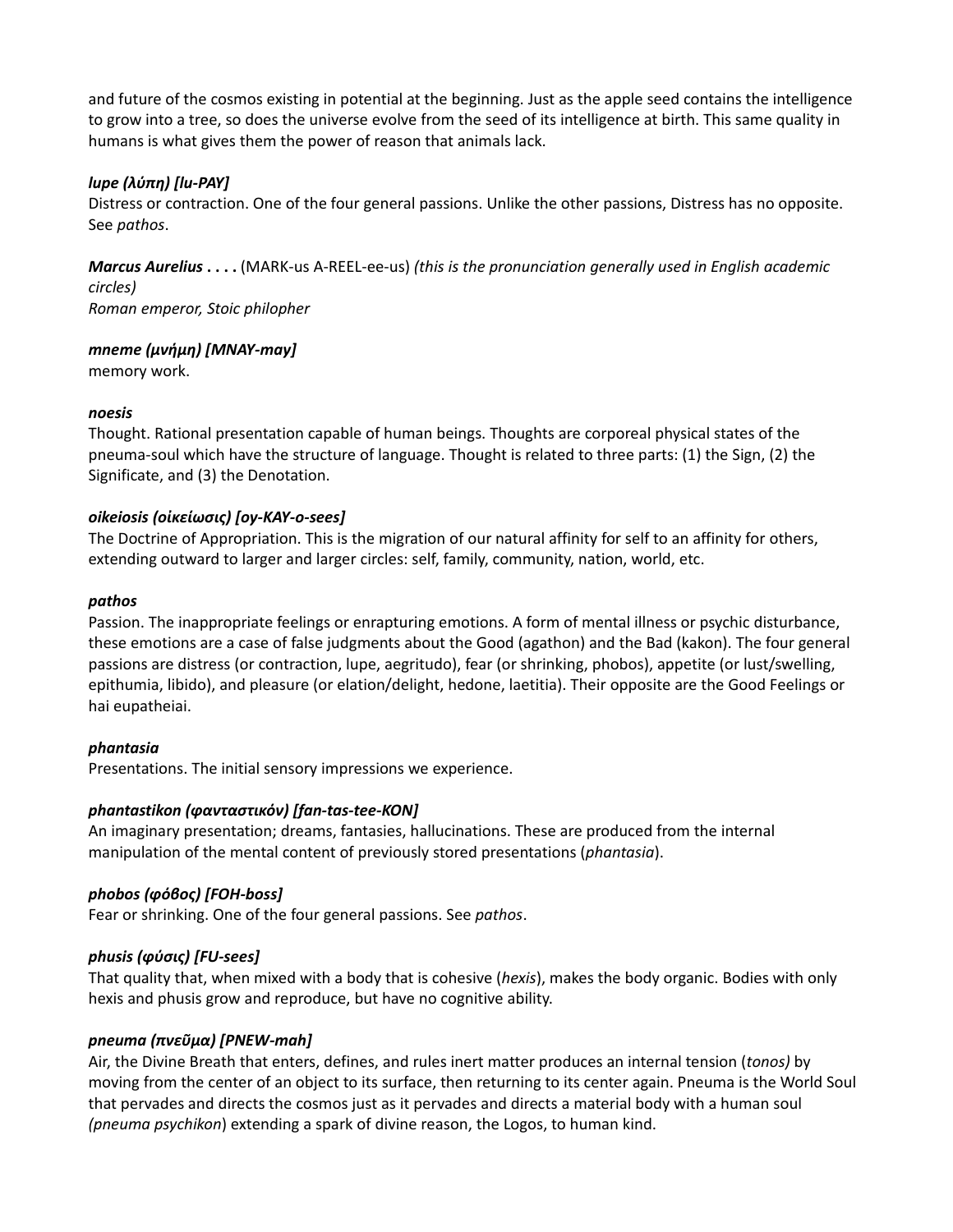and future of the cosmos existing in potential at the beginning. Just as the apple seed contains the intelligence to grow into a tree, so does the universe evolve from the seed of its intelligence at birth. This same quality in humans is what gives them the power of reason that animals lack.

***lupe (λύπη) [lu-PAY]***
Distress or contraction. One of the four general passions. Unlike the other passions, Distress has no opposite. See *pathos*.

***Marcus Aurelius . . . .*** (MARK-us A-REEL-ee-us) *(this is the pronunciation generally used in English academic circles)*
*Roman emperor, Stoic philopher*

***mneme (μνήμη) [MNAY-may]***
memory work.

***noesis***
Thought. Rational presentation capable of human beings. Thoughts are corporeal physical states of the pneuma-soul which have the structure of language. Thought is related to three parts: (1) the Sign, (2) the Significate, and (3) the Denotation.

***oikeiosis (οἰκείωσις) [oy-KAY-o-sees]***
The Doctrine of Appropriation. This is the migration of our natural affinity for self to an affinity for others, extending outward to larger and larger circles: self, family, community, nation, world, etc.

***pathos***
Passion. The inappropriate feelings or enrapturing emotions. A form of mental illness or psychic disturbance, these emotions are a case of false judgments about the Good (agathon) and the Bad (kakon). The four general passions are distress (or contraction, lupe, aegritudo), fear (or shrinking, phobos), appetite (or lust/swelling, epithumia, libido), and pleasure (or elation/delight, hedone, laetitia). Their opposite are the Good Feelings or hai eupatheiai.

***phantasia***
Presentations. The initial sensory impressions we experience.

***phantastikon (φανταστικόν) [fan-tas-tee-KON]***
An imaginary presentation; dreams, fantasies, hallucinations. These are produced from the internal manipulation of the mental content of previously stored presentations (*phantasia*).

***phobos (φόβος) [FOH-boss]***
Fear or shrinking. One of the four general passions. See *pathos*.

***phusis (φύσις) [FU-sees]***
That quality that, when mixed with a body that is cohesive (*hexis*), makes the body organic. Bodies with only hexis and phusis grow and reproduce, but have no cognitive ability.

***pneuma (πνεῦμα) [PNEW-mah]***
Air, the Divine Breath that enters, defines, and rules inert matter produces an internal tension (*tonos)* by moving from the center of an object to its surface, then returning to its center again. Pneuma is the World Soul that pervades and directs the cosmos just as it pervades and directs a material body with a human soul *(pneuma psychikon*) extending a spark of divine reason, the Logos, to human kind.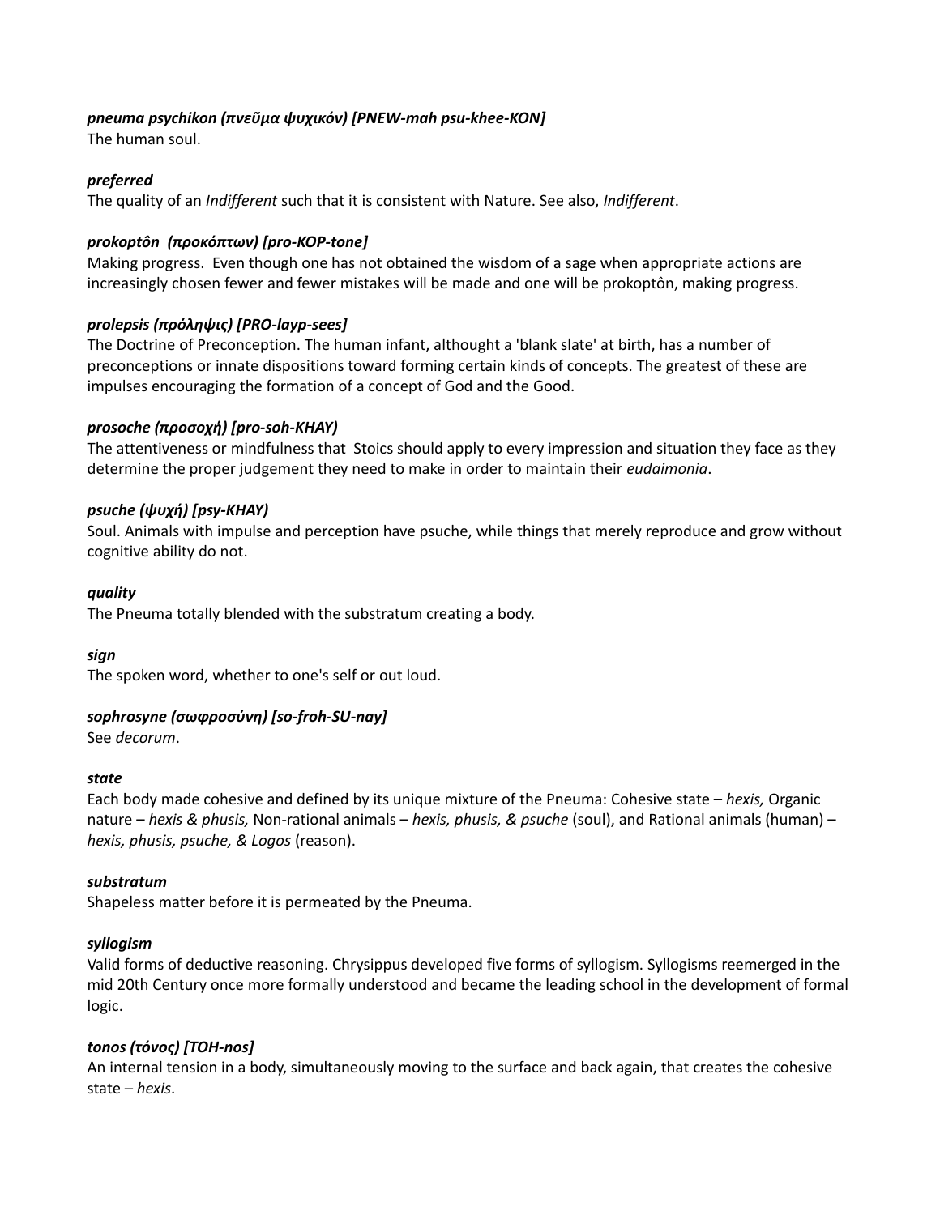***pneuma psychikon (πνεῦμα ψυχικόν) [PNEW-mah psu-khee-KON]***
The human soul.

***preferred***
The quality of an *Indifferent* such that it is consistent with Nature. See also, *Indifferent*.

***prokoptôn (προκόπτων) [pro-KOP-tone]***
Making progress. Even though one has not obtained the wisdom of a sage when appropriate actions are increasingly chosen fewer and fewer mistakes will be made and one will be prokoptôn, making progress.

***prolepsis (πρόληψις) [PRO-layp-sees]***
The Doctrine of Preconception. The human infant, althought a 'blank slate' at birth, has a number of preconceptions or innate dispositions toward forming certain kinds of concepts. The greatest of these are impulses encouraging the formation of a concept of God and the Good.

***prosoche (προσοχή) [pro-soh-KHAY)***
The attentiveness or mindfulness that Stoics should apply to every impression and situation they face as they determine the proper judgement they need to make in order to maintain their *eudaimonia*.

***psuche (ψυχή) [psy-KHAY)***
Soul. Animals with impulse and perception have psuche, while things that merely reproduce and grow without cognitive ability do not.

***quality***
The Pneuma totally blended with the substratum creating a body.

***sign***
The spoken word, whether to one's self or out loud.

***sophrosyne (σωφροσύνη) [so-froh-SU-nay]***
See *decorum*.

***state***
Each body made cohesive and defined by its unique mixture of the Pneuma: Cohesive state – *hexis,* Organic nature – *hexis & phusis,* Non-rational animals – *hexis, phusis, & psuche* (soul), and Rational animals (human) – *hexis, phusis, psuche, & Logos* (reason).

***substratum***
Shapeless matter before it is permeated by the Pneuma.

***syllogism***
Valid forms of deductive reasoning. Chrysippus developed five forms of syllogism. Syllogisms reemerged in the mid 20th Century once more formally understood and became the leading school in the development of formal logic.

***tonos (τόνος) [TOH-nos]***
An internal tension in a body, simultaneously moving to the surface and back again, that creates the cohesive state – *hexis*.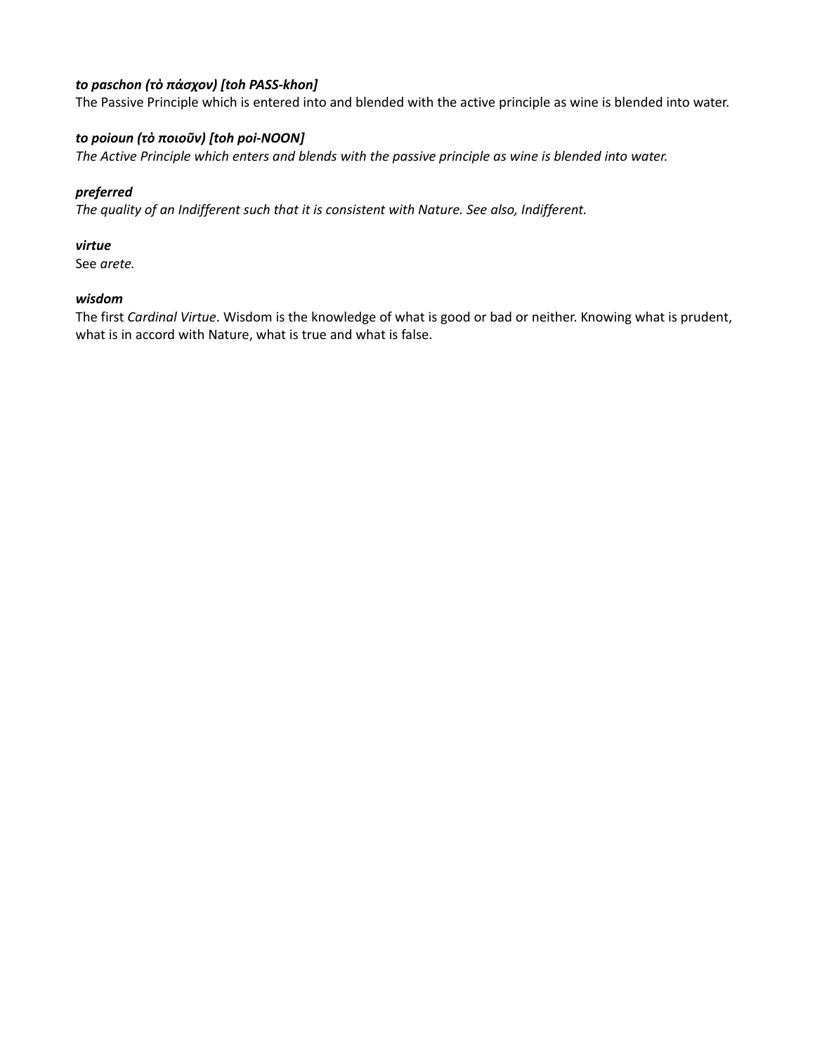***to paschon (τὸ πάσχον) [toh PASS-khon]***

The Passive Principle which is entered into and blended with the active principle as wine is blended into water.

***to poioun (τὸ ποιοῦν) [toh poi-NOON]***

*The Active Principle which enters and blends with the passive principle as wine is blended into water.*

***preferred***

*The quality of an Indifferent such that it is consistent with Nature. See also, Indifferent.*

***virtue***

See *arete.*

***wisdom***

The first *Cardinal Virtue*. Wisdom is the knowledge of what is good or bad or neither. Knowing what is prudent, what is in accord with Nature, what is true and what is false.